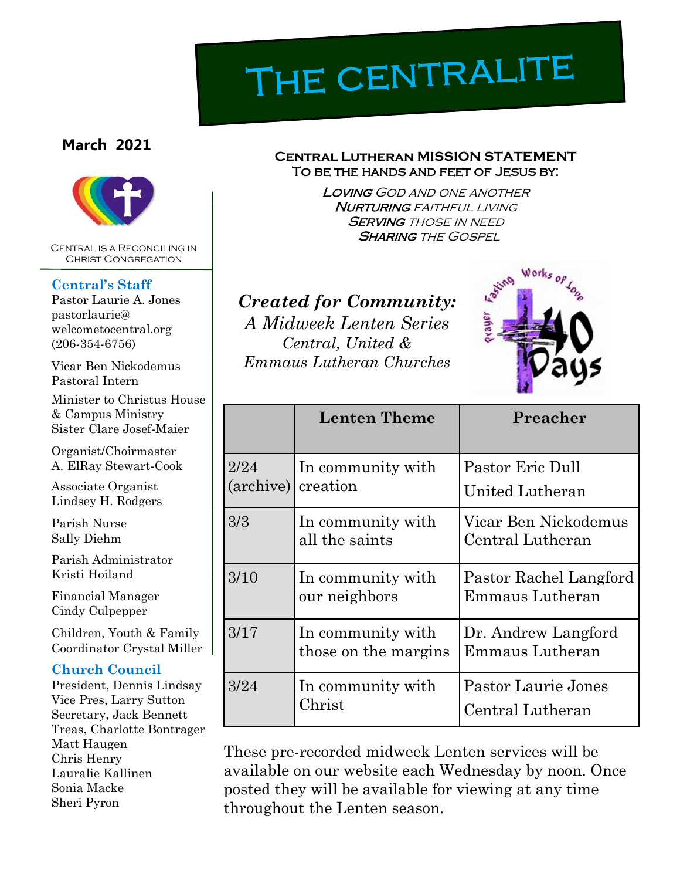# The Centralite

**March 2021**

Central is a Reconciling in Christ Congregation

### Central's Staff

Pastor Laurie A. Jones
pastorlaurie@welcometocentral.org
(206-354-6756)

Vicar Ben Nickodemus
Pastoral Intern

Minister to Christus House & Campus Ministry
Sister Clare Josef-Maier

Organist/Choirmaster
A. ElRay Stewart-Cook

Associate Organist
Lindsey H. Rodgers

Parish Nurse
Sally Diehm

Parish Administrator
Kristi Hoiland

Financial Manager
Cindy Culpepper

Children, Youth & Family Coordinator Crystal Miller

### Church Council

President, Dennis Lindsay
Vice Pres, Larry Sutton
Secretary, Jack Bennett
Treas, Charlotte Bontrager
Matt Haugen
Chris Henry
Lauralie Kallinen
Sonia Macke
Sheri Pyron

**Central Lutheran MISSION STATEMENT**
**To be the hands and feet of Jesus by:**

*__Loving__ God and one another*
*__Nurturing__ faithful living*
*__Serving__ those in need*
*__Sharing__ the Gospel*

## *Created for Community:*

*A Midweek Lenten Series*
*Central, United & Emmaus Lutheran Churches*

| | Lenten Theme | Preacher |
|---|---|---|
| 2/24 (archive) | In community with creation | Pastor Eric Dull United Lutheran |
| 3/3 | In community with all the saints | Vicar Ben Nickodemus Central Lutheran |
| 3/10 | In community with our neighbors | Pastor Rachel Langford Emmaus Lutheran |
| 3/17 | In community with those on the margins | Dr. Andrew Langford Emmaus Lutheran |
| 3/24 | In community with Christ | Pastor Laurie Jones Central Lutheran |

These pre-recorded midweek Lenten services will be available on our website each Wednesday by noon. Once posted they will be available for viewing at any time throughout the Lenten season.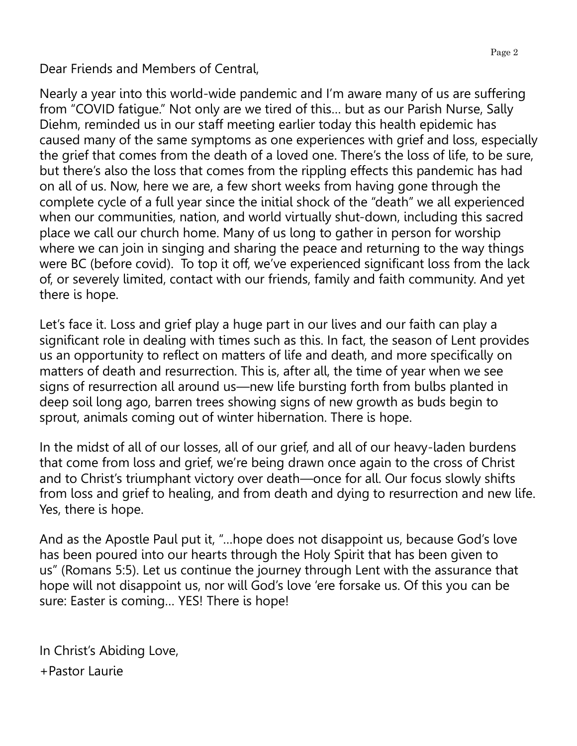Dear Friends and Members of Central,

Nearly a year into this world-wide pandemic and I'm aware many of us are suffering from "COVID fatigue." Not only are we tired of this… but as our Parish Nurse, Sally Diehm, reminded us in our staff meeting earlier today this health epidemic has caused many of the same symptoms as one experiences with grief and loss, especially the grief that comes from the death of a loved one. There's the loss of life, to be sure, but there's also the loss that comes from the rippling effects this pandemic has had on all of us. Now, here we are, a few short weeks from having gone through the complete cycle of a full year since the initial shock of the "death" we all experienced when our communities, nation, and world virtually shut-down, including this sacred place we call our church home. Many of us long to gather in person for worship where we can join in singing and sharing the peace and returning to the way things were BC (before covid). To top it off, we've experienced significant loss from the lack of, or severely limited, contact with our friends, family and faith community. And yet there is hope.

Let's face it. Loss and grief play a huge part in our lives and our faith can play a significant role in dealing with times such as this. In fact, the season of Lent provides us an opportunity to reflect on matters of life and death, and more specifically on matters of death and resurrection. This is, after all, the time of year when we see signs of resurrection all around us—new life bursting forth from bulbs planted in deep soil long ago, barren trees showing signs of new growth as buds begin to sprout, animals coming out of winter hibernation. There is hope.

In the midst of all of our losses, all of our grief, and all of our heavy-laden burdens that come from loss and grief, we're being drawn once again to the cross of Christ and to Christ's triumphant victory over death—once for all. Our focus slowly shifts from loss and grief to healing, and from death and dying to resurrection and new life. Yes, there is hope.

And as the Apostle Paul put it, "…hope does not disappoint us, because God's love has been poured into our hearts through the Holy Spirit that has been given to us" (Romans 5:5). Let us continue the journey through Lent with the assurance that hope will not disappoint us, nor will God's love 'ere forsake us. Of this you can be sure: Easter is coming… YES! There is hope!

In Christ's Abiding Love,

+Pastor Laurie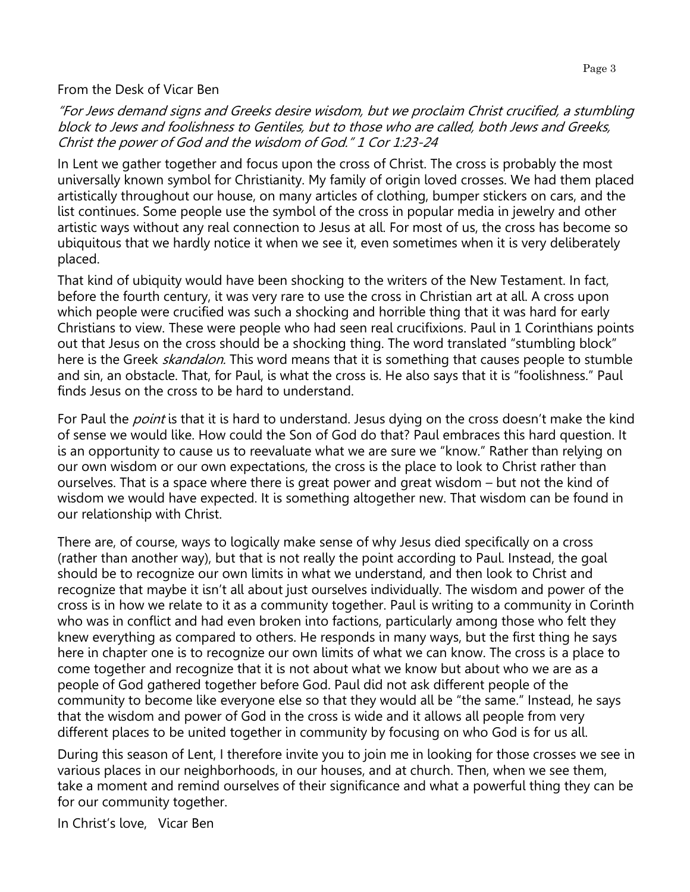From the Desk of Vicar Ben

*"For Jews demand signs and Greeks desire wisdom, but we proclaim Christ crucified, a stumbling block to Jews and foolishness to Gentiles, but to those who are called, both Jews and Greeks, Christ the power of God and the wisdom of God." 1 Cor 1:23-24*

In Lent we gather together and focus upon the cross of Christ. The cross is probably the most universally known symbol for Christianity. My family of origin loved crosses. We had them placed artistically throughout our house, on many articles of clothing, bumper stickers on cars, and the list continues. Some people use the symbol of the cross in popular media in jewelry and other artistic ways without any real connection to Jesus at all. For most of us, the cross has become so ubiquitous that we hardly notice it when we see it, even sometimes when it is very deliberately placed.

That kind of ubiquity would have been shocking to the writers of the New Testament. In fact, before the fourth century, it was very rare to use the cross in Christian art at all. A cross upon which people were crucified was such a shocking and horrible thing that it was hard for early Christians to view. These were people who had seen real crucifixions. Paul in 1 Corinthians points out that Jesus on the cross should be a shocking thing. The word translated "stumbling block" here is the Greek *skandalon.* This word means that it is something that causes people to stumble and sin, an obstacle. That, for Paul, is what the cross is. He also says that it is "foolishness." Paul finds Jesus on the cross to be hard to understand.

For Paul the *point* is that it is hard to understand. Jesus dying on the cross doesn't make the kind of sense we would like. How could the Son of God do that? Paul embraces this hard question. It is an opportunity to cause us to reevaluate what we are sure we "know." Rather than relying on our own wisdom or our own expectations, the cross is the place to look to Christ rather than ourselves. That is a space where there is great power and great wisdom – but not the kind of wisdom we would have expected. It is something altogether new. That wisdom can be found in our relationship with Christ.

There are, of course, ways to logically make sense of why Jesus died specifically on a cross (rather than another way), but that is not really the point according to Paul. Instead, the goal should be to recognize our own limits in what we understand, and then look to Christ and recognize that maybe it isn't all about just ourselves individually. The wisdom and power of the cross is in how we relate to it as a community together. Paul is writing to a community in Corinth who was in conflict and had even broken into factions, particularly among those who felt they knew everything as compared to others. He responds in many ways, but the first thing he says here in chapter one is to recognize our own limits of what we can know. The cross is a place to come together and recognize that it is not about what we know but about who we are as a people of God gathered together before God. Paul did not ask different people of the community to become like everyone else so that they would all be "the same." Instead, he says that the wisdom and power of God in the cross is wide and it allows all people from very different places to be united together in community by focusing on who God is for us all.

During this season of Lent, I therefore invite you to join me in looking for those crosses we see in various places in our neighborhoods, in our houses, and at church. Then, when we see them, take a moment and remind ourselves of their significance and what a powerful thing they can be for our community together.

In Christ's love, Vicar Ben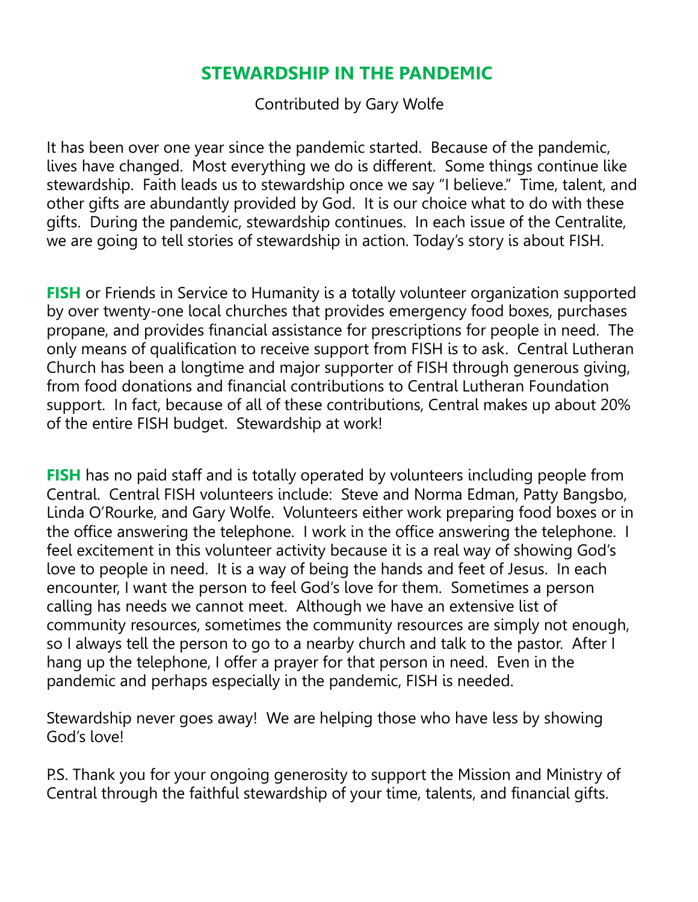# STEWARDSHIP IN THE PANDEMIC

Contributed by Gary Wolfe

It has been over one year since the pandemic started. Because of the pandemic, lives have changed. Most everything we do is different. Some things continue like stewardship. Faith leads us to stewardship once we say "I believe." Time, talent, and other gifts are abundantly provided by God. It is our choice what to do with these gifts. During the pandemic, stewardship continues. In each issue of the Centralite, we are going to tell stories of stewardship in action. Today's story is about FISH.

**FISH** or Friends in Service to Humanity is a totally volunteer organization supported by over twenty-one local churches that provides emergency food boxes, purchases propane, and provides financial assistance for prescriptions for people in need. The only means of qualification to receive support from FISH is to ask. Central Lutheran Church has been a longtime and major supporter of FISH through generous giving, from food donations and financial contributions to Central Lutheran Foundation support. In fact, because of all of these contributions, Central makes up about 20% of the entire FISH budget. Stewardship at work!

**FISH** has no paid staff and is totally operated by volunteers including people from Central. Central FISH volunteers include: Steve and Norma Edman, Patty Bangsbo, Linda O'Rourke, and Gary Wolfe. Volunteers either work preparing food boxes or in the office answering the telephone. I work in the office answering the telephone. I feel excitement in this volunteer activity because it is a real way of showing God's love to people in need. It is a way of being the hands and feet of Jesus. In each encounter, I want the person to feel God's love for them. Sometimes a person calling has needs we cannot meet. Although we have an extensive list of community resources, sometimes the community resources are simply not enough, so I always tell the person to go to a nearby church and talk to the pastor. After I hang up the telephone, I offer a prayer for that person in need. Even in the pandemic and perhaps especially in the pandemic, FISH is needed.

Stewardship never goes away! We are helping those who have less by showing God's love!

P.S. Thank you for your ongoing generosity to support the Mission and Ministry of Central through the faithful stewardship of your time, talents, and financial gifts.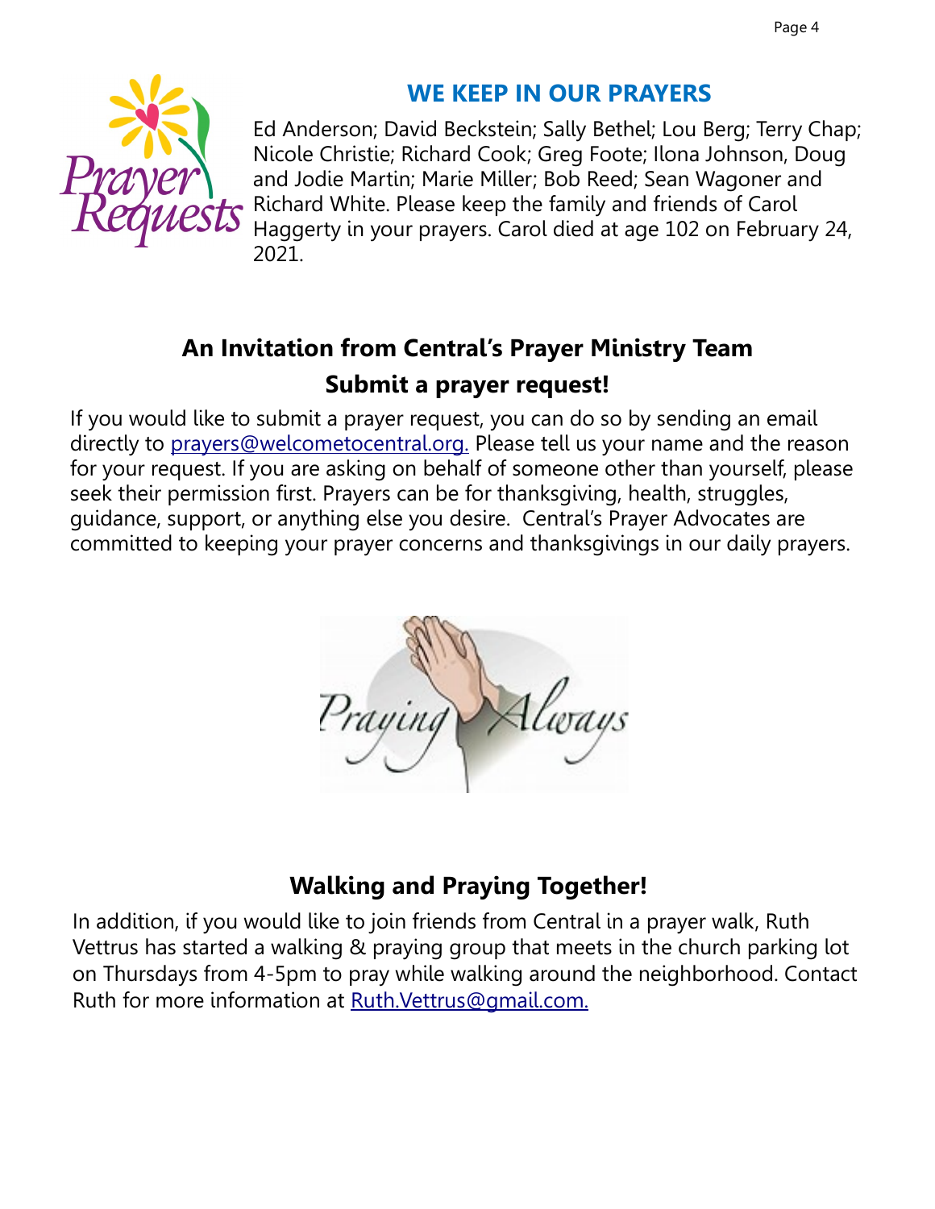## WE KEEP IN OUR PRAYERS

Ed Anderson; David Beckstein; Sally Bethel; Lou Berg; Terry Chap; Nicole Christie; Richard Cook; Greg Foote; Ilona Johnson, Doug and Jodie Martin; Marie Miller; Bob Reed; Sean Wagoner and Richard White. Please keep the family and friends of Carol Haggerty in your prayers. Carol died at age 102 on February 24, 2021.

## An Invitation from Central's Prayer Ministry Team

### Submit a prayer request!

If you would like to submit a prayer request, you can do so by sending an email directly to prayers@welcometocentral.org. Please tell us your name and the reason for your request. If you are asking on behalf of someone other than yourself, please seek their permission first. Prayers can be for thanksgiving, health, struggles, guidance, support, or anything else you desire. Central's Prayer Advocates are committed to keeping your prayer concerns and thanksgivings in our daily prayers.

## Walking and Praying Together!

In addition, if you would like to join friends from Central in a prayer walk, Ruth Vettrus has started a walking & praying group that meets in the church parking lot on Thursdays from 4-5pm to pray while walking around the neighborhood. Contact Ruth for more information at Ruth.Vettrus@gmail.com.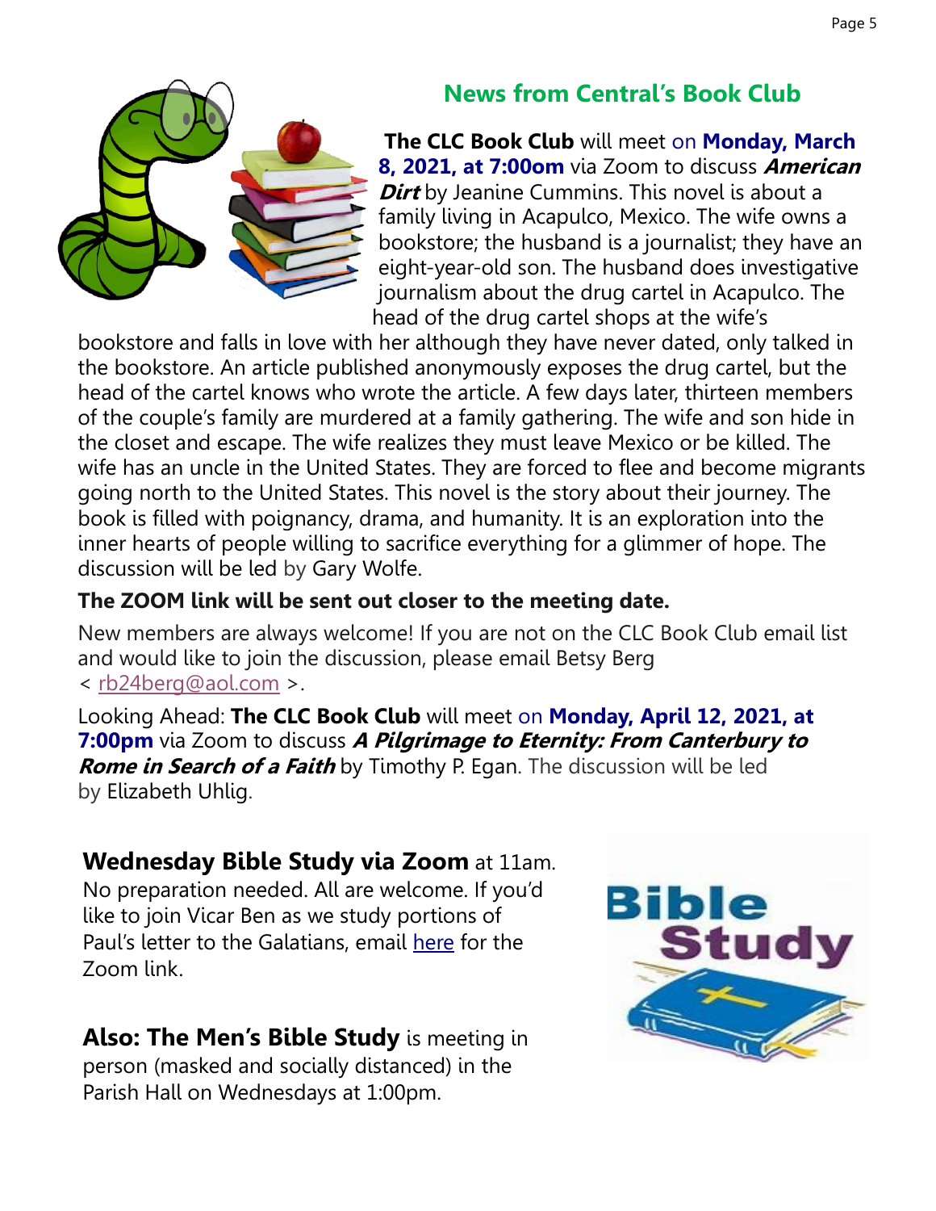## News from Central's Book Club

**The CLC Book Club** will meet on **Monday, March 8, 2021, at 7:00om** via Zoom to discuss ***American Dirt*** by Jeanine Cummins. This novel is about a family living in Acapulco, Mexico. The wife owns a bookstore; the husband is a journalist; they have an eight-year-old son. The husband does investigative journalism about the drug cartel in Acapulco. The head of the drug cartel shops at the wife's bookstore and falls in love with her although they have never dated, only talked in the bookstore. An article published anonymously exposes the drug cartel, but the head of the cartel knows who wrote the article. A few days later, thirteen members of the couple's family are murdered at a family gathering. The wife and son hide in the closet and escape. The wife realizes they must leave Mexico or be killed. The wife has an uncle in the United States. They are forced to flee and become migrants going north to the United States. This novel is the story about their journey. The book is filled with poignancy, drama, and humanity. It is an exploration into the inner hearts of people willing to sacrifice everything for a glimmer of hope. The discussion will be led by Gary Wolfe.

**The ZOOM link will be sent out closer to the meeting date.**

New members are always welcome! If you are not on the CLC Book Club email list and would like to join the discussion, please email Betsy Berg < rb24berg@aol.com >.

Looking Ahead: **The CLC Book Club** will meet on **Monday, April 12, 2021, at 7:00pm** via Zoom to discuss ***A Pilgrimage to Eternity: From Canterbury to Rome in Search of a Faith*** by Timothy P. Egan. The discussion will be led by Elizabeth Uhlig.

**Wednesday Bible Study via Zoom** at 11am. No preparation needed. All are welcome. If you'd like to join Vicar Ben as we study portions of Paul's letter to the Galatians, email here for the Zoom link.

**Also: The Men's Bible Study** is meeting in person (masked and socially distanced) in the Parish Hall on Wednesdays at 1:00pm.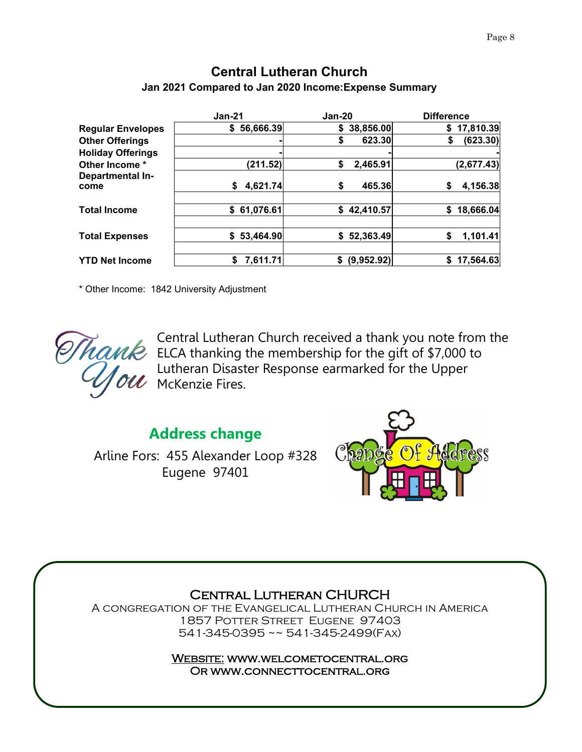## Central Lutheran Church

### Jan 2021 Compared to Jan 2020 Income:Expense Summary

| | Jan-21 | Jan-20 | Difference |
|---|---|---|---|
| **Regular Envelopes** | $ 56,666.39 | $ 38,856.00 | $ 17,810.39 |
| **Other Offerings** | - | $ 623.30 | $ (623.30) |
| **Holiday Offerings** | - | - | - |
| **Other Income \*** | (211.52) | $ 2,465.91 | (2,677.43) |
| **Departmental Income** | $ 4,621.74 | $ 465.36 | $ 4,156.38 |
| **Total Income** | $ 61,076.61 | $ 42,410.57 | $ 18,666.04 |
| **Total Expenses** | $ 53,464.90 | $ 52,363.49 | $ 1,101.41 |
| **YTD Net Income** | $ 7,611.71 | $ (9,952.92) | $ 17,564.63 |

\* Other Income: 1842 University Adjustment

Thank You

Central Lutheran Church received a thank you note from the ELCA thanking the membership for the gift of $7,000 to Lutheran Disaster Response earmarked for the Upper McKenzie Fires.

## Address change

Arline Fors: 455 Alexander Loop #328
Eugene 97401

Change Of Address

**CENTRAL LUTHERAN CHURCH**
A congregation of the Evangelical Lutheran Church in America
1857 Potter Street Eugene 97403
541-345-0395 ~~ 541-345-2499(Fax)

Website: www.welcometocentral.org
Or www.connecttocentral.org